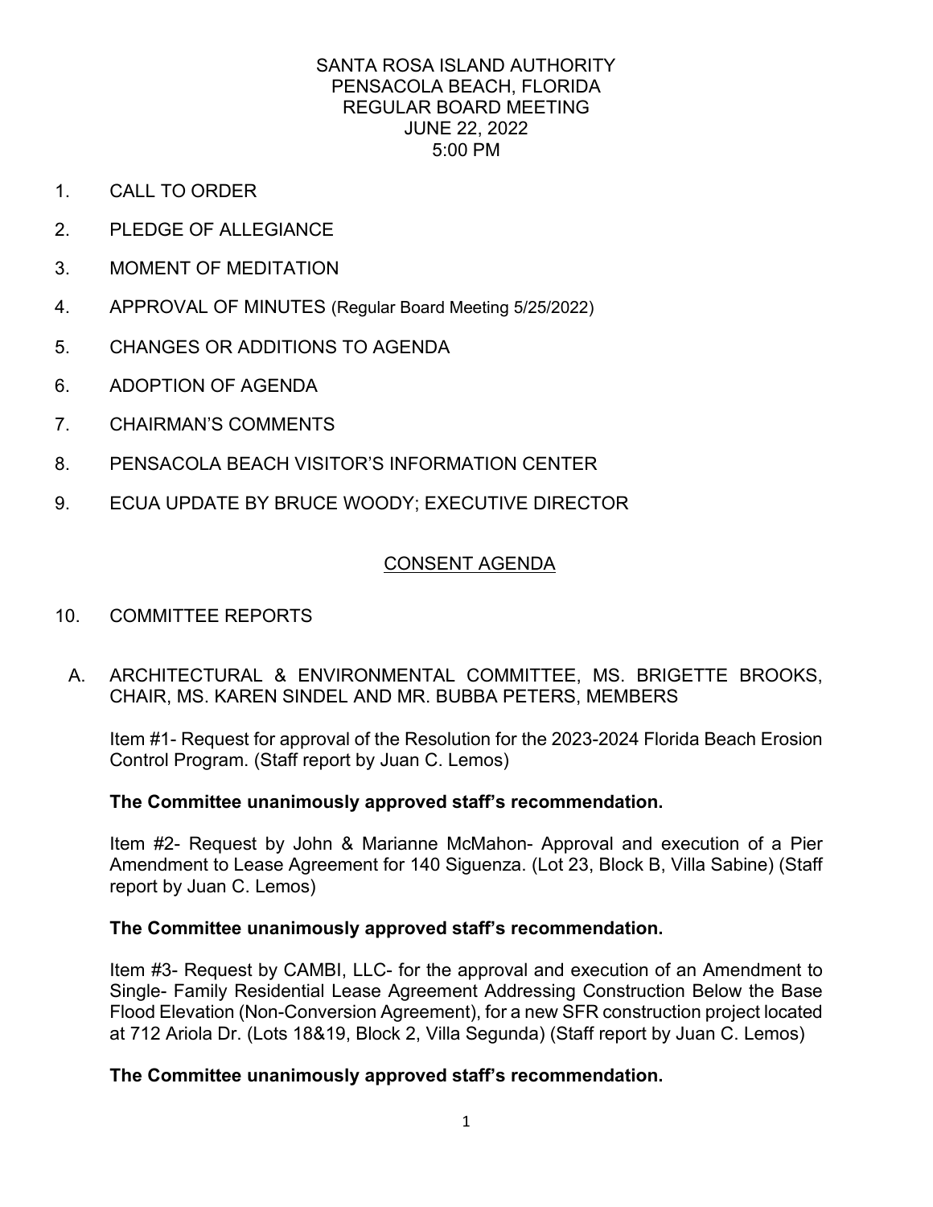# SANTA ROSA ISLAND AUTHORITY
## PENSACOLA BEACH, FLORIDA
## REGULAR BOARD MEETING
## JUNE 22, 2022
## 5:00 PM

1. CALL TO ORDER
2. PLEDGE OF ALLEGIANCE
3. MOMENT OF MEDITATION
4. APPROVAL OF MINUTES (Regular Board Meeting 5/25/2022)
5. CHANGES OR ADDITIONS TO AGENDA
6. ADOPTION OF AGENDA
7. CHAIRMAN'S COMMENTS
8. PENSACOLA BEACH VISITOR'S INFORMATION CENTER
9. ECUA UPDATE BY BRUCE WOODY; EXECUTIVE DIRECTOR

## CONSENT AGENDA

10. COMMITTEE REPORTS

A. ARCHITECTURAL & ENVIRONMENTAL COMMITTEE, MS. BRIGETTE BROOKS, CHAIR, MS. KAREN SINDEL AND MR. BUBBA PETERS, MEMBERS

Item #1- Request for approval of the Resolution for the 2023-2024 Florida Beach Erosion Control Program. (Staff report by Juan C. Lemos)

**The Committee unanimously approved staff's recommendation.**

Item #2- Request by John & Marianne McMahon- Approval and execution of a Pier Amendment to Lease Agreement for 140 Siguenza. (Lot 23, Block B, Villa Sabine) (Staff report by Juan C. Lemos)

**The Committee unanimously approved staff's recommendation.**

Item #3- Request by CAMBI, LLC- for the approval and execution of an Amendment to Single- Family Residential Lease Agreement Addressing Construction Below the Base Flood Elevation (Non-Conversion Agreement), for a new SFR construction project located at 712 Ariola Dr. (Lots 18&19, Block 2, Villa Segunda) (Staff report by Juan C. Lemos)

**The Committee unanimously approved staff's recommendation.**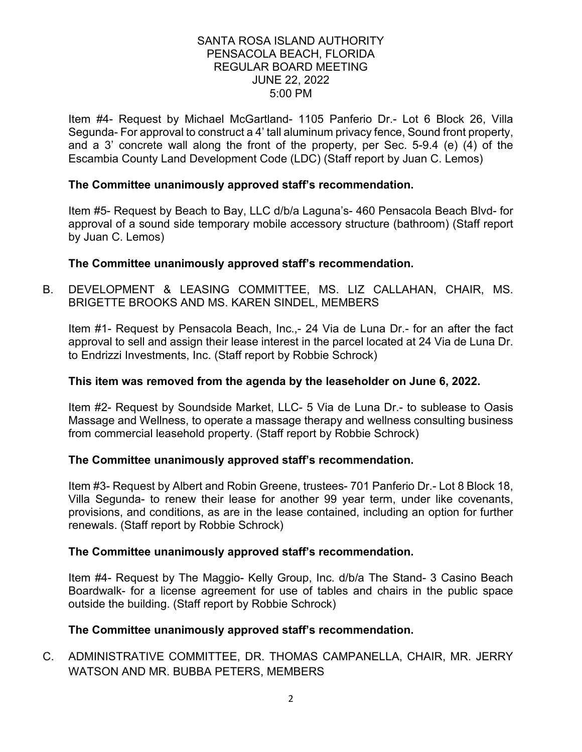SANTA ROSA ISLAND AUTHORITY
PENSACOLA BEACH, FLORIDA
REGULAR BOARD MEETING
JUNE 22, 2022
5:00 PM

Item #4- Request by Michael McGartland- 1105 Panferio Dr.- Lot 6 Block 26, Villa Segunda- For approval to construct a 4' tall aluminum privacy fence, Sound front property, and a 3' concrete wall along the front of the property, per Sec. 5-9.4 (e) (4) of the Escambia County Land Development Code (LDC) (Staff report by Juan C. Lemos)

**The Committee unanimously approved staff's recommendation.**

Item #5- Request by Beach to Bay, LLC d/b/a Laguna's- 460 Pensacola Beach Blvd- for approval of a sound side temporary mobile accessory structure (bathroom) (Staff report by Juan C. Lemos)

**The Committee unanimously approved staff's recommendation.**

B. DEVELOPMENT & LEASING COMMITTEE, MS. LIZ CALLAHAN, CHAIR, MS. BRIGETTE BROOKS AND MS. KAREN SINDEL, MEMBERS

Item #1- Request by Pensacola Beach, Inc.,- 24 Via de Luna Dr.- for an after the fact approval to sell and assign their lease interest in the parcel located at 24 Via de Luna Dr. to Endrizzi Investments, Inc. (Staff report by Robbie Schrock)

**This item was removed from the agenda by the leaseholder on June 6, 2022.**

Item #2- Request by Soundside Market, LLC- 5 Via de Luna Dr.- to sublease to Oasis Massage and Wellness, to operate a massage therapy and wellness consulting business from commercial leasehold property. (Staff report by Robbie Schrock)

**The Committee unanimously approved staff's recommendation.**

Item #3- Request by Albert and Robin Greene, trustees- 701 Panferio Dr.- Lot 8 Block 18, Villa Segunda- to renew their lease for another 99 year term, under like covenants, provisions, and conditions, as are in the lease contained, including an option for further renewals. (Staff report by Robbie Schrock)

**The Committee unanimously approved staff's recommendation.**

Item #4- Request by The Maggio- Kelly Group, Inc. d/b/a The Stand- 3 Casino Beach Boardwalk- for a license agreement for use of tables and chairs in the public space outside the building. (Staff report by Robbie Schrock)

**The Committee unanimously approved staff's recommendation.**

C. ADMINISTRATIVE COMMITTEE, DR. THOMAS CAMPANELLA, CHAIR, MR. JERRY WATSON AND MR. BUBBA PETERS, MEMBERS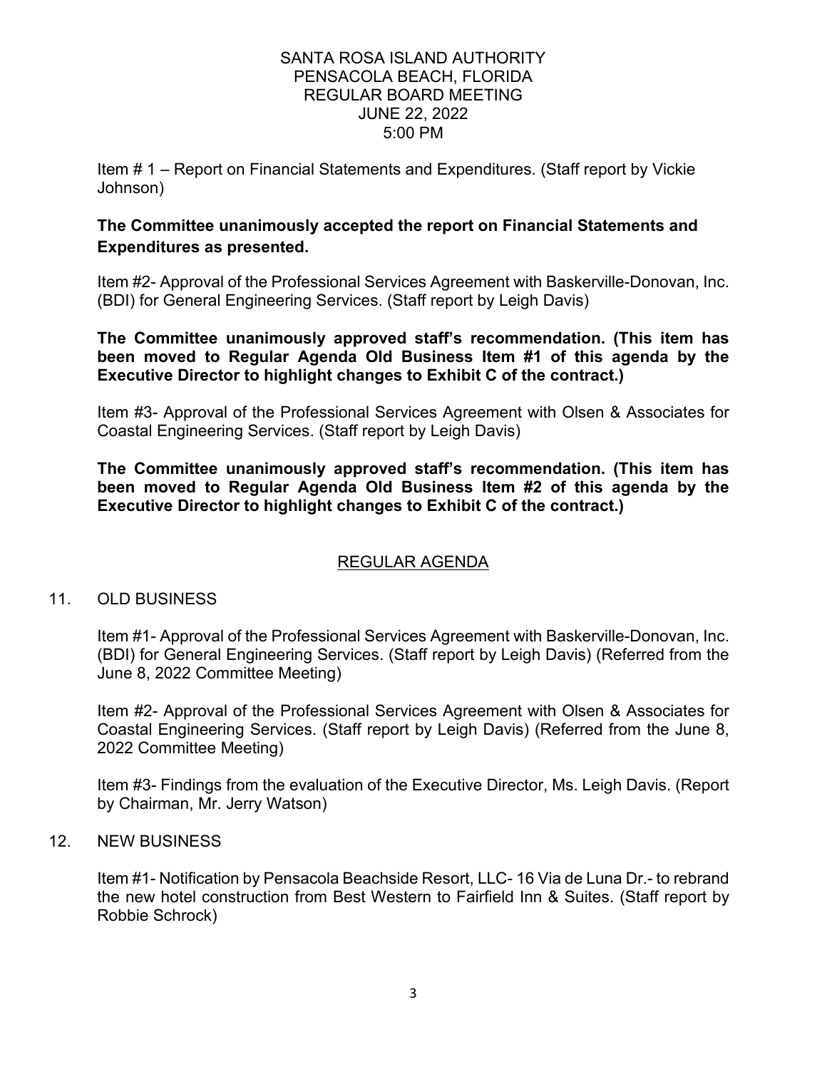SANTA ROSA ISLAND AUTHORITY
PENSACOLA BEACH, FLORIDA
REGULAR BOARD MEETING
JUNE 22, 2022
5:00 PM

Item # 1 – Report on Financial Statements and Expenditures. (Staff report by Vickie Johnson)

**The Committee unanimously accepted the report on Financial Statements and Expenditures as presented.**

Item #2- Approval of the Professional Services Agreement with Baskerville-Donovan, Inc. (BDI) for General Engineering Services. (Staff report by Leigh Davis)

**The Committee unanimously approved staff's recommendation. (This item has been moved to Regular Agenda Old Business Item #1 of this agenda by the Executive Director to highlight changes to Exhibit C of the contract.)**

Item #3- Approval of the Professional Services Agreement with Olsen & Associates for Coastal Engineering Services. (Staff report by Leigh Davis)

**The Committee unanimously approved staff's recommendation. (This item has been moved to Regular Agenda Old Business Item #2 of this agenda by the Executive Director to highlight changes to Exhibit C of the contract.)**

## REGULAR AGENDA

11. OLD BUSINESS

    Item #1- Approval of the Professional Services Agreement with Baskerville-Donovan, Inc. (BDI) for General Engineering Services. (Staff report by Leigh Davis) (Referred from the June 8, 2022 Committee Meeting)

    Item #2- Approval of the Professional Services Agreement with Olsen & Associates for Coastal Engineering Services. (Staff report by Leigh Davis) (Referred from the June 8, 2022 Committee Meeting)

    Item #3- Findings from the evaluation of the Executive Director, Ms. Leigh Davis. (Report by Chairman, Mr. Jerry Watson)

12. NEW BUSINESS

    Item #1- Notification by Pensacola Beachside Resort, LLC- 16 Via de Luna Dr.- to rebrand the new hotel construction from Best Western to Fairfield Inn & Suites. (Staff report by Robbie Schrock)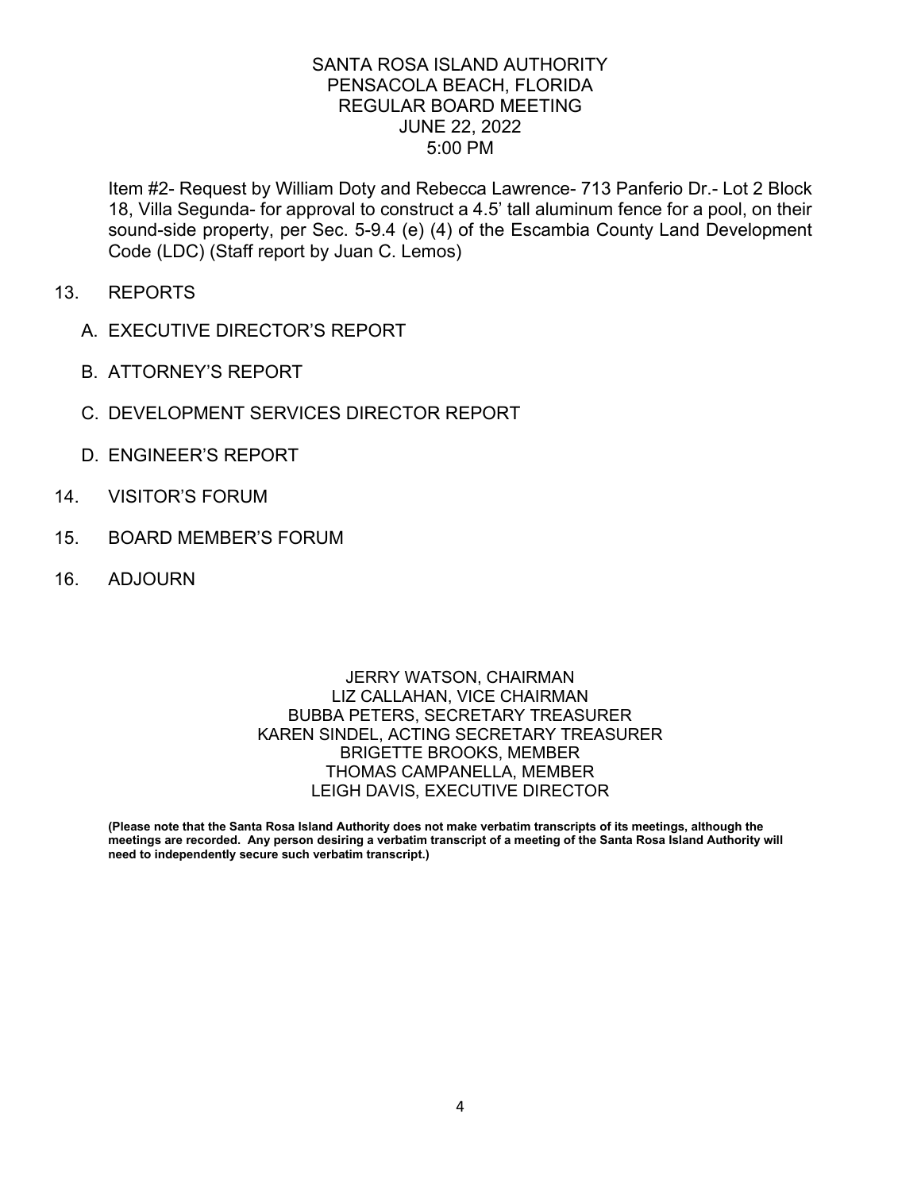SANTA ROSA ISLAND AUTHORITY
PENSACOLA BEACH, FLORIDA
REGULAR BOARD MEETING
JUNE 22, 2022
5:00 PM

Item #2- Request by William Doty and Rebecca Lawrence- 713 Panferio Dr.- Lot 2 Block 18, Villa Segunda- for approval to construct a 4.5' tall aluminum fence for a pool, on their sound-side property, per Sec. 5-9.4 (e) (4) of the Escambia County Land Development Code (LDC) (Staff report by Juan C. Lemos)

13. REPORTS

    A. EXECUTIVE DIRECTOR'S REPORT

    B. ATTORNEY'S REPORT

    C. DEVELOPMENT SERVICES DIRECTOR REPORT

    D. ENGINEER'S REPORT

14. VISITOR'S FORUM

15. BOARD MEMBER'S FORUM

16. ADJOURN

JERRY WATSON, CHAIRMAN
LIZ CALLAHAN, VICE CHAIRMAN
BUBBA PETERS, SECRETARY TREASURER
KAREN SINDEL, ACTING SECRETARY TREASURER
BRIGETTE BROOKS, MEMBER
THOMAS CAMPANELLA, MEMBER
LEIGH DAVIS, EXECUTIVE DIRECTOR

**(Please note that the Santa Rosa Island Authority does not make verbatim transcripts of its meetings, although the meetings are recorded. Any person desiring a verbatim transcript of a meeting of the Santa Rosa Island Authority will need to independently secure such verbatim transcript.)**